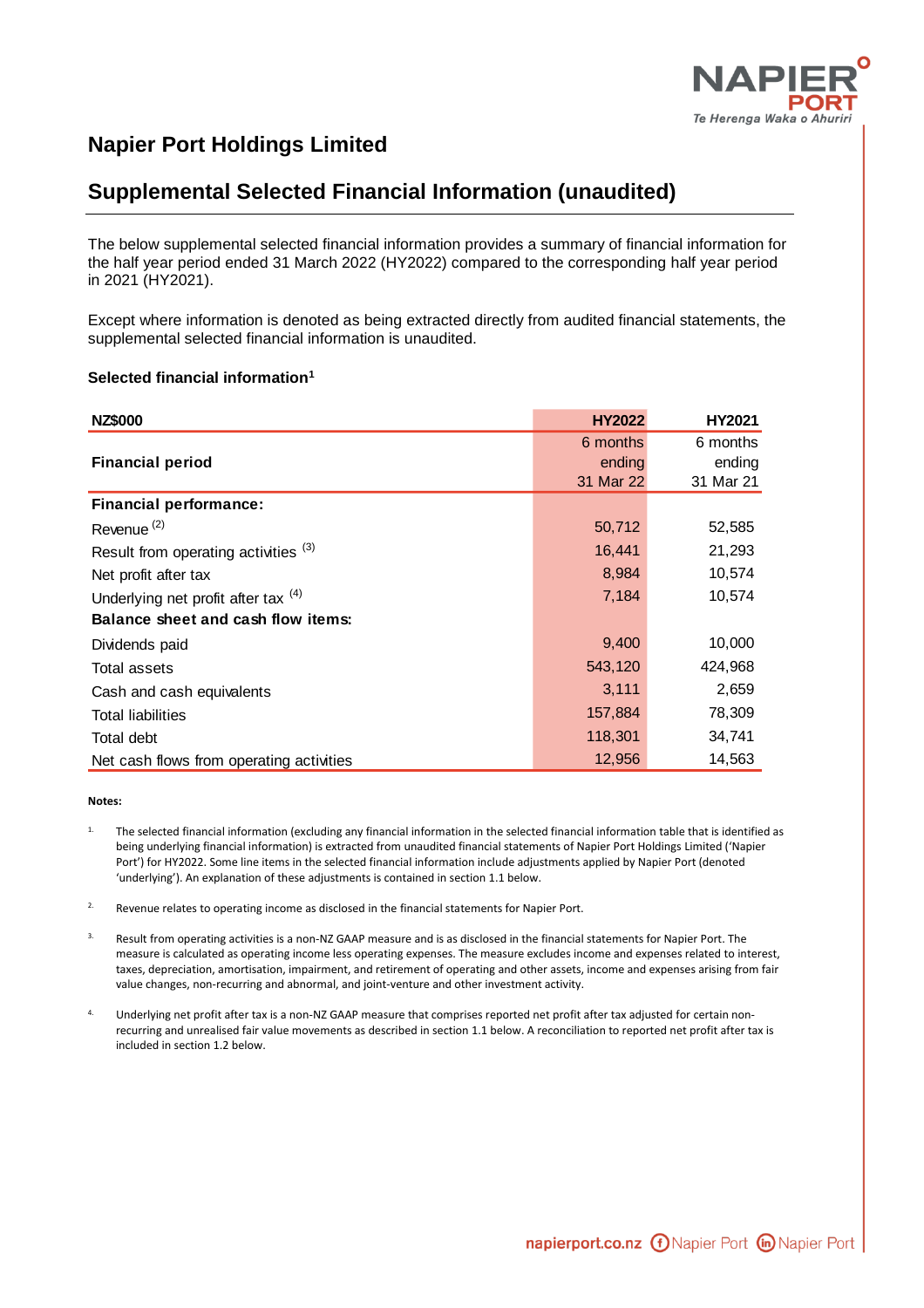# Napier Port Holdings Limited

## Supplemental Selected Financial Information (unaudited)

The below supplemental selected financial information provides a summary of financial information for the half year period ended 31 March 2022 (HY2022) compared to the corresponding half year period in 2021 (HY2021).

Except where information is denoted as being extracted directly from audited financial statements, the supplemental selected financial information is unaudited.

### Selected financial information[1]

| NZ$000 | HY2022 | HY2021 |
|---|---|---|
| **Financial period** | 6 months ending 31 Mar 22 | 6 months ending 31 Mar 21 |
| **Financial performance:** | | |
| Revenue [2] | 50,712 | 52,585 |
| Result from operating activities [3] | 16,441 | 21,293 |
| Net profit after tax | 8,984 | 10,574 |
| Underlying net profit after tax [4] | 7,184 | 10,574 |
| **Balance sheet and cash flow items:** | | |
| Dividends paid | 9,400 | 10,000 |
| Total assets | 543,120 | 424,968 |
| Cash and cash equivalents | 3,111 | 2,659 |
| Total liabilities | 157,884 | 78,309 |
| Total debt | 118,301 | 34,741 |
| Net cash flows from operating activities | 12,956 | 14,563 |

**Notes:**

1. The selected financial information (excluding any financial information in the selected financial information table that is identified as being underlying financial information) is extracted from unaudited financial statements of Napier Port Holdings Limited ('Napier Port') for HY2022. Some line items in the selected financial information include adjustments applied by Napier Port (denoted 'underlying'). An explanation of these adjustments is contained in section 1.1 below.

2. Revenue relates to operating income as disclosed in the financial statements for Napier Port.

3. Result from operating activities is a non-NZ GAAP measure and is as disclosed in the financial statements for Napier Port. The measure is calculated as operating income less operating expenses. The measure excludes income and expenses related to interest, taxes, depreciation, amortisation, impairment, and retirement of operating and other assets, income and expenses arising from fair value changes, non-recurring and abnormal, and joint-venture and other investment activity.

4. Underlying net profit after tax is a non-NZ GAAP measure that comprises reported net profit after tax adjusted for certain non-recurring and unrealised fair value movements as described in section 1.1 below. A reconciliation to reported net profit after tax is included in section 1.2 below.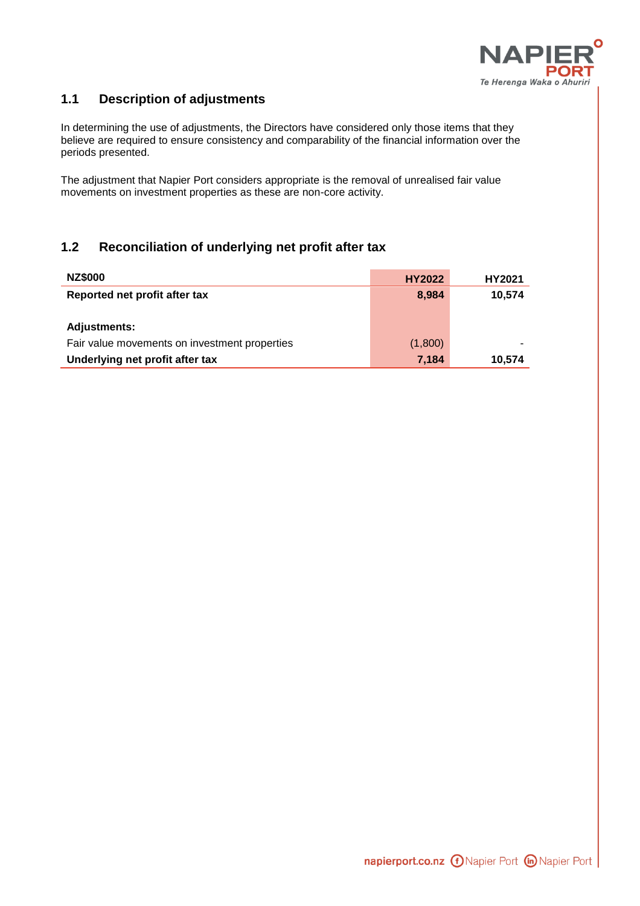## 1.1 Description of adjustments

In determining the use of adjustments, the Directors have considered only those items that they believe are required to ensure consistency and comparability of the financial information over the periods presented.

The adjustment that Napier Port considers appropriate is the removal of unrealised fair value movements on investment properties as these are non-core activity.

## 1.2 Reconciliation of underlying net profit after tax

| NZ$000 | HY2022 | HY2021 |
|---|---|---|
| **Reported net profit after tax** | **8,984** | **10,574** |
| | | |
| **Adjustments:** | | |
| Fair value movements on investment properties | (1,800) | - |
| **Underlying net profit after tax** | **7,184** | **10,574** |